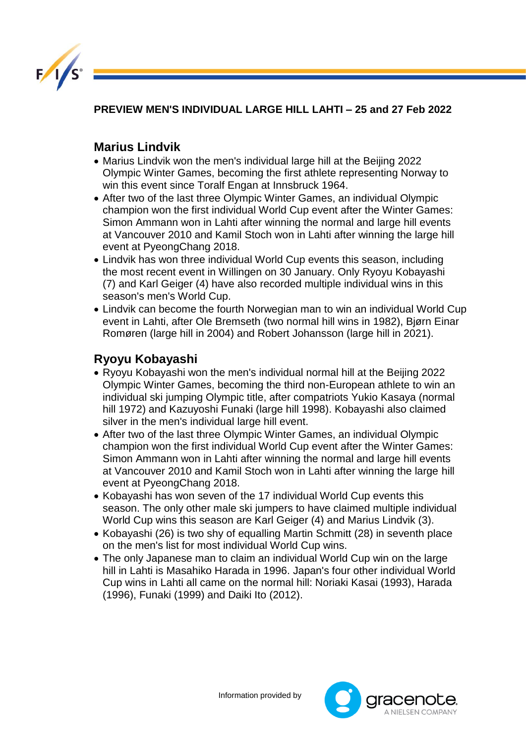**PREVIEW MEN'S INDIVIDUAL LARGE HILL LAHTI – 25 and 27 Feb 2022**

## Marius Lindvik

- Marius Lindvik won the men's individual large hill at the Beijing 2022 Olympic Winter Games, becoming the first athlete representing Norway to win this event since Toralf Engan at Innsbruck 1964.
- After two of the last three Olympic Winter Games, an individual Olympic champion won the first individual World Cup event after the Winter Games: Simon Ammann won in Lahti after winning the normal and large hill events at Vancouver 2010 and Kamil Stoch won in Lahti after winning the large hill event at PyeongChang 2018.
- Lindvik has won three individual World Cup events this season, including the most recent event in Willingen on 30 January. Only Ryoyu Kobayashi (7) and Karl Geiger (4) have also recorded multiple individual wins in this season's men's World Cup.
- Lindvik can become the fourth Norwegian man to win an individual World Cup event in Lahti, after Ole Bremseth (two normal hill wins in 1982), Bjørn Einar Romøren (large hill in 2004) and Robert Johansson (large hill in 2021).

## Ryoyu Kobayashi

- Ryoyu Kobayashi won the men's individual normal hill at the Beijing 2022 Olympic Winter Games, becoming the third non-European athlete to win an individual ski jumping Olympic title, after compatriots Yukio Kasaya (normal hill 1972) and Kazuyoshi Funaki (large hill 1998). Kobayashi also claimed silver in the men's individual large hill event.
- After two of the last three Olympic Winter Games, an individual Olympic champion won the first individual World Cup event after the Winter Games: Simon Ammann won in Lahti after winning the normal and large hill events at Vancouver 2010 and Kamil Stoch won in Lahti after winning the large hill event at PyeongChang 2018.
- Kobayashi has won seven of the 17 individual World Cup events this season. The only other male ski jumpers to have claimed multiple individual World Cup wins this season are Karl Geiger (4) and Marius Lindvik (3).
- Kobayashi (26) is two shy of equalling Martin Schmitt (28) in seventh place on the men's list for most individual World Cup wins.
- The only Japanese man to claim an individual World Cup win on the large hill in Lahti is Masahiko Harada in 1996. Japan's four other individual World Cup wins in Lahti all came on the normal hill: Noriaki Kasai (1993), Harada (1996), Funaki (1999) and Daiki Ito (2012).

Information provided by gracenote. A NIELSEN COMPANY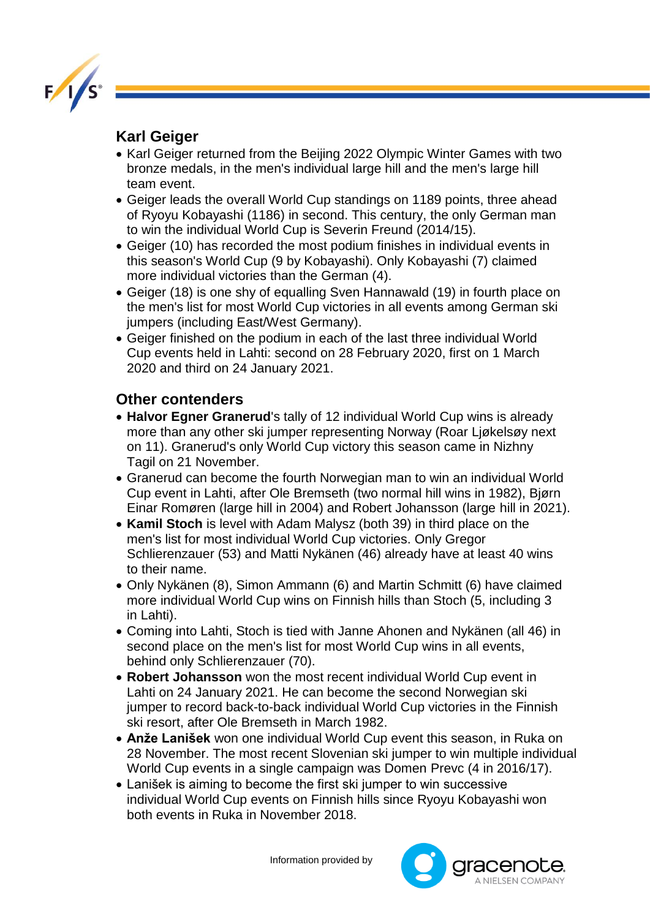## Karl Geiger

- Karl Geiger returned from the Beijing 2022 Olympic Winter Games with two bronze medals, in the men's individual large hill and the men's large hill team event.
- Geiger leads the overall World Cup standings on 1189 points, three ahead of Ryoyu Kobayashi (1186) in second. This century, the only German man to win the individual World Cup is Severin Freund (2014/15).
- Geiger (10) has recorded the most podium finishes in individual events in this season's World Cup (9 by Kobayashi). Only Kobayashi (7) claimed more individual victories than the German (4).
- Geiger (18) is one shy of equalling Sven Hannawald (19) in fourth place on the men's list for most World Cup victories in all events among German ski jumpers (including East/West Germany).
- Geiger finished on the podium in each of the last three individual World Cup events held in Lahti: second on 28 February 2020, first on 1 March 2020 and third on 24 January 2021.

## Other contenders

- **Halvor Egner Granerud**'s tally of 12 individual World Cup wins is already more than any other ski jumper representing Norway (Roar Ljøkelsøy next on 11). Granerud's only World Cup victory this season came in Nizhny Tagil on 21 November.
- Granerud can become the fourth Norwegian man to win an individual World Cup event in Lahti, after Ole Bremseth (two normal hill wins in 1982), Bjørn Einar Romøren (large hill in 2004) and Robert Johansson (large hill in 2021).
- **Kamil Stoch** is level with Adam Malysz (both 39) in third place on the men's list for most individual World Cup victories. Only Gregor Schlierenzauer (53) and Matti Nykänen (46) already have at least 40 wins to their name.
- Only Nykänen (8), Simon Ammann (6) and Martin Schmitt (6) have claimed more individual World Cup wins on Finnish hills than Stoch (5, including 3 in Lahti).
- Coming into Lahti, Stoch is tied with Janne Ahonen and Nykänen (all 46) in second place on the men's list for most World Cup wins in all events, behind only Schlierenzauer (70).
- **Robert Johansson** won the most recent individual World Cup event in Lahti on 24 January 2021. He can become the second Norwegian ski jumper to record back-to-back individual World Cup victories in the Finnish ski resort, after Ole Bremseth in March 1982.
- **Anže Lanišek** won one individual World Cup event this season, in Ruka on 28 November. The most recent Slovenian ski jumper to win multiple individual World Cup events in a single campaign was Domen Prevc (4 in 2016/17).
- Lanišek is aiming to become the first ski jumper to win successive individual World Cup events on Finnish hills since Ryoyu Kobayashi won both events in Ruka in November 2018.

Information provided by gracenote. A NIELSEN COMPANY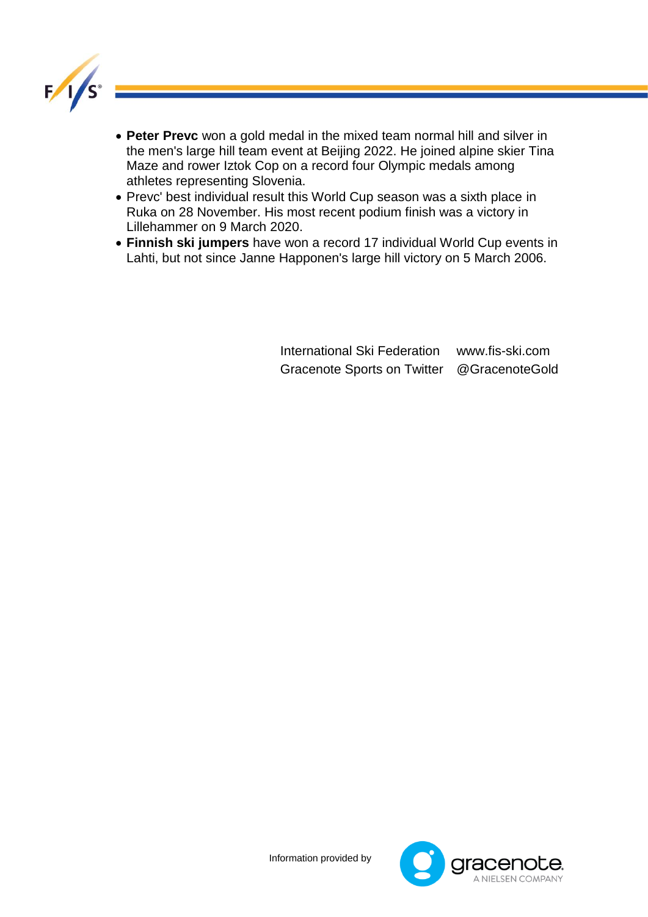- **Peter Prevc** won a gold medal in the mixed team normal hill and silver in the men's large hill team event at Beijing 2022. He joined alpine skier Tina Maze and rower Iztok Cop on a record four Olympic medals among athletes representing Slovenia.
- Prevc' best individual result this World Cup season was a sixth place in Ruka on 28 November. His most recent podium finish was a victory in Lillehammer on 9 March 2020.
- **Finnish ski jumpers** have won a record 17 individual World Cup events in Lahti, but not since Janne Happonen's large hill victory on 5 March 2006.

| | |
|---|---|
| International Ski Federation | www.fis-ski.com |
| Gracenote Sports on Twitter | @GracenoteGold |

Information provided by gracenote. A NIELSEN COMPANY